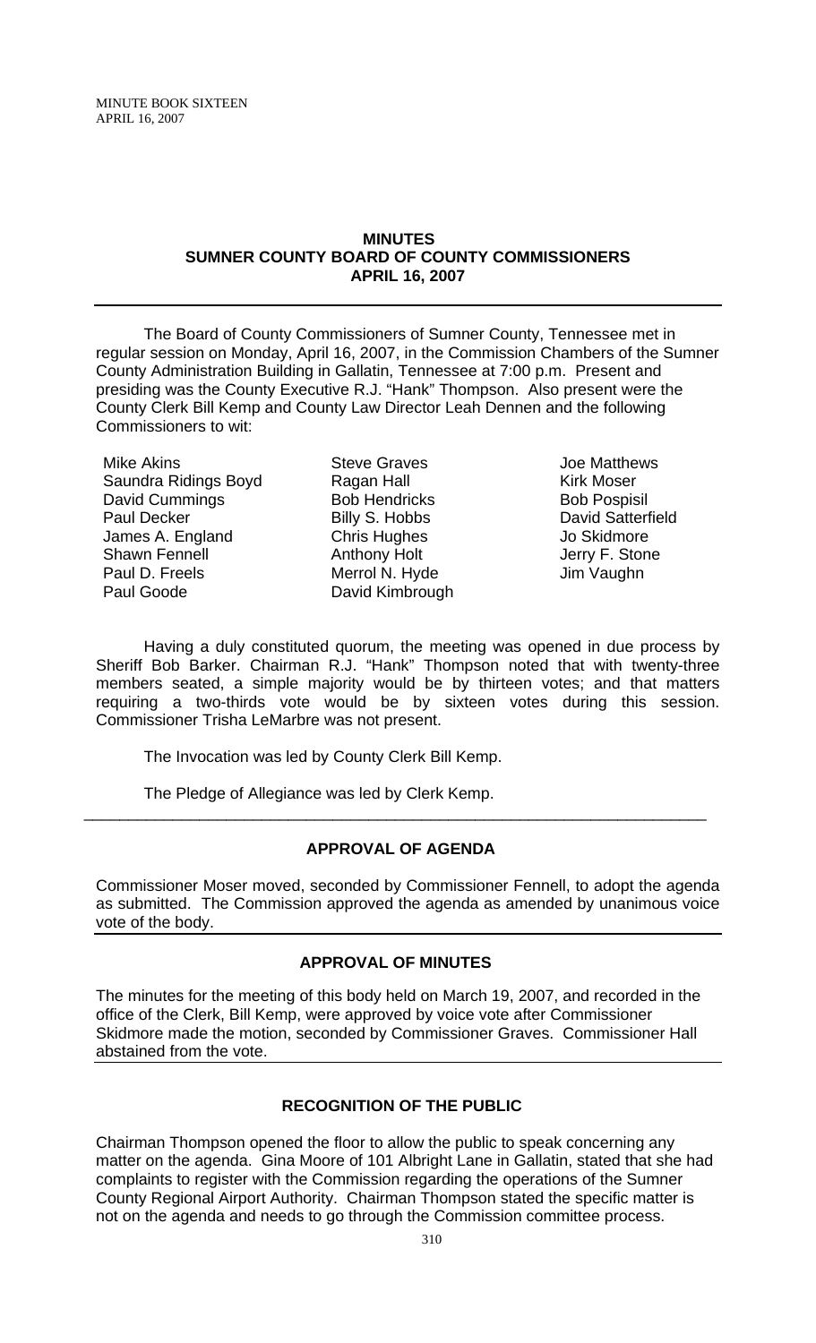MINUTE BOOK SIXTEEN
APRIL 16, 2007

# MINUTES
# SUMNER COUNTY BOARD OF COUNTY COMMISSIONERS
# APRIL 16, 2007

The Board of County Commissioners of Sumner County, Tennessee met in regular session on Monday, April 16, 2007, in the Commission Chambers of the Sumner County Administration Building in Gallatin, Tennessee at 7:00 p.m. Present and presiding was the County Executive R.J. "Hank" Thompson. Also present were the County Clerk Bill Kemp and County Law Director Leah Dennen and the following Commissioners to wit:

| | | |
|---|---|---|
| Mike Akins | Steve Graves | Joe Matthews |
| Saundra Ridings Boyd | Ragan Hall | Kirk Moser |
| David Cummings | Bob Hendricks | Bob Pospisil |
| Paul Decker | Billy S. Hobbs | David Satterfield |
| James A. England | Chris Hughes | Jo Skidmore |
| Shawn Fennell | Anthony Holt | Jerry F. Stone |
| Paul D. Freels | Merrol N. Hyde | Jim Vaughn |
| Paul Goode | David Kimbrough | |

Having a duly constituted quorum, the meeting was opened in due process by Sheriff Bob Barker. Chairman R.J. "Hank" Thompson noted that with twenty-three members seated, a simple majority would be by thirteen votes; and that matters requiring a two-thirds vote would be by sixteen votes during this session. Commissioner Trisha LeMarbre was not present.

The Invocation was led by County Clerk Bill Kemp.

The Pledge of Allegiance was led by Clerk Kemp.

---

## APPROVAL OF AGENDA

Commissioner Moser moved, seconded by Commissioner Fennell, to adopt the agenda as submitted. The Commission approved the agenda as amended by unanimous voice vote of the body.

## APPROVAL OF MINUTES

The minutes for the meeting of this body held on March 19, 2007, and recorded in the office of the Clerk, Bill Kemp, were approved by voice vote after Commissioner Skidmore made the motion, seconded by Commissioner Graves. Commissioner Hall abstained from the vote.

## RECOGNITION OF THE PUBLIC

Chairman Thompson opened the floor to allow the public to speak concerning any matter on the agenda. Gina Moore of 101 Albright Lane in Gallatin, stated that she had complaints to register with the Commission regarding the operations of the Sumner County Regional Airport Authority. Chairman Thompson stated the specific matter is not on the agenda and needs to go through the Commission committee process.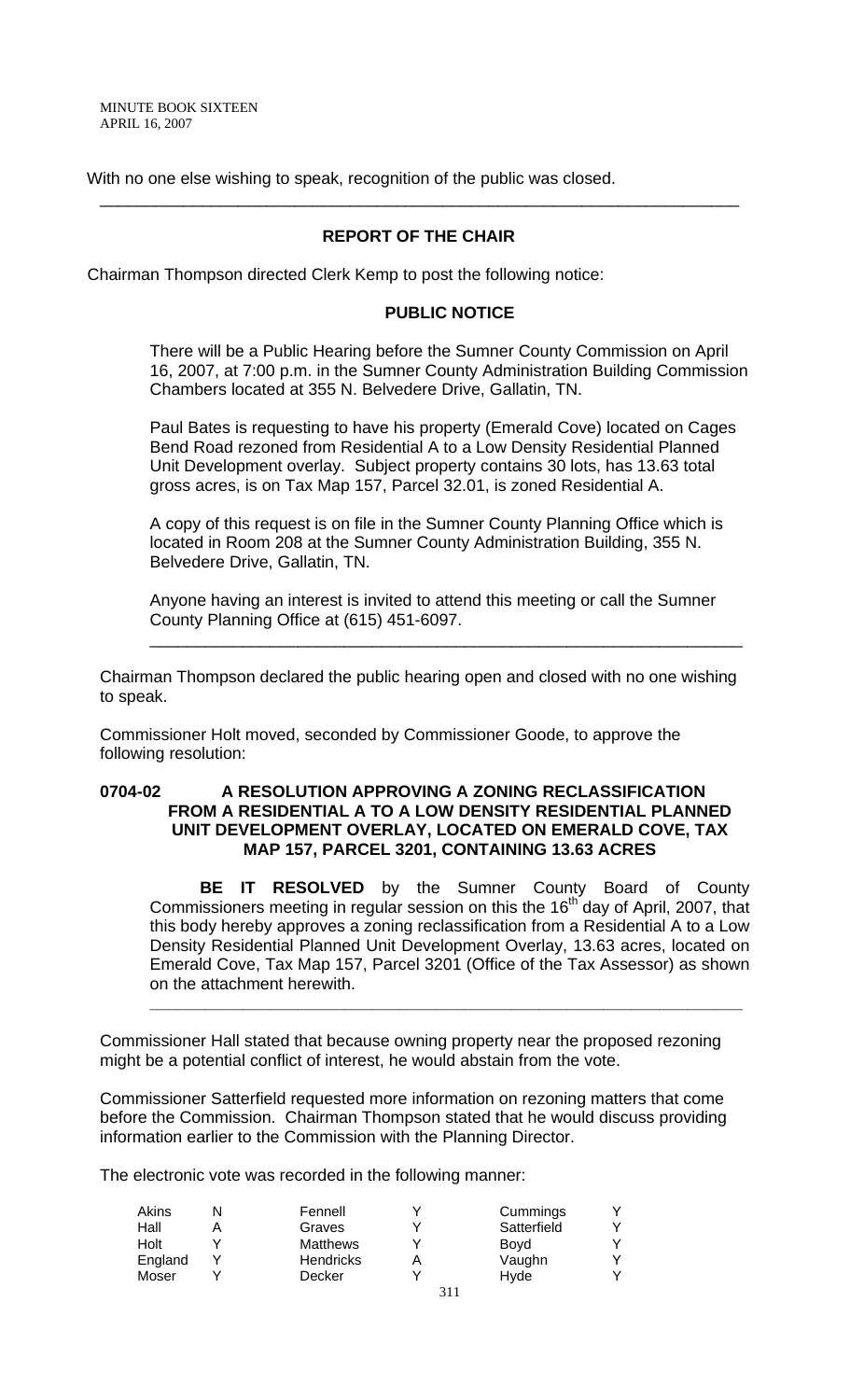With no one else wishing to speak, recognition of the public was closed.

---

## REPORT OF THE CHAIR

Chairman Thompson directed Clerk Kemp to post the following notice:

### PUBLIC NOTICE

There will be a Public Hearing before the Sumner County Commission on April 16, 2007, at 7:00 p.m. in the Sumner County Administration Building Commission Chambers located at 355 N. Belvedere Drive, Gallatin, TN.

Paul Bates is requesting to have his property (Emerald Cove) located on Cages Bend Road rezoned from Residential A to a Low Density Residential Planned Unit Development overlay. Subject property contains 30 lots, has 13.63 total gross acres, is on Tax Map 157, Parcel 32.01, is zoned Residential A.

A copy of this request is on file in the Sumner County Planning Office which is located in Room 208 at the Sumner County Administration Building, 355 N. Belvedere Drive, Gallatin, TN.

Anyone having an interest is invited to attend this meeting or call the Sumner County Planning Office at (615) 451-6097.

---

Chairman Thompson declared the public hearing open and closed with no one wishing to speak.

Commissioner Holt moved, seconded by Commissioner Goode, to approve the following resolution:

**0704-02 A RESOLUTION APPROVING A ZONING RECLASSIFICATION FROM A RESIDENTIAL A TO A LOW DENSITY RESIDENTIAL PLANNED UNIT DEVELOPMENT OVERLAY, LOCATED ON EMERALD COVE, TAX MAP 157, PARCEL 3201, CONTAINING 13.63 ACRES**

**BE IT RESOLVED** by the Sumner County Board of County Commissioners meeting in regular session on this the 16th day of April, 2007, that this body hereby approves a zoning reclassification from a Residential A to a Low Density Residential Planned Unit Development Overlay, 13.63 acres, located on Emerald Cove, Tax Map 157, Parcel 3201 (Office of the Tax Assessor) as shown on the attachment herewith.

---

Commissioner Hall stated that because owning property near the proposed rezoning might be a potential conflict of interest, he would abstain from the vote.

Commissioner Satterfield requested more information on rezoning matters that come before the Commission. Chairman Thompson stated that he would discuss providing information earlier to the Commission with the Planning Director.

The electronic vote was recorded in the following manner:

| | | | | | |
|---|---|---|---|---|---|
| Akins | N | Fennell | Y | Cummings | Y |
| Hall | A | Graves | Y | Satterfield | Y |
| Holt | Y | Matthews | Y | Boyd | Y |
| England | Y | Hendricks | A | Vaughn | Y |
| Moser | Y | Decker | Y | Hyde | Y |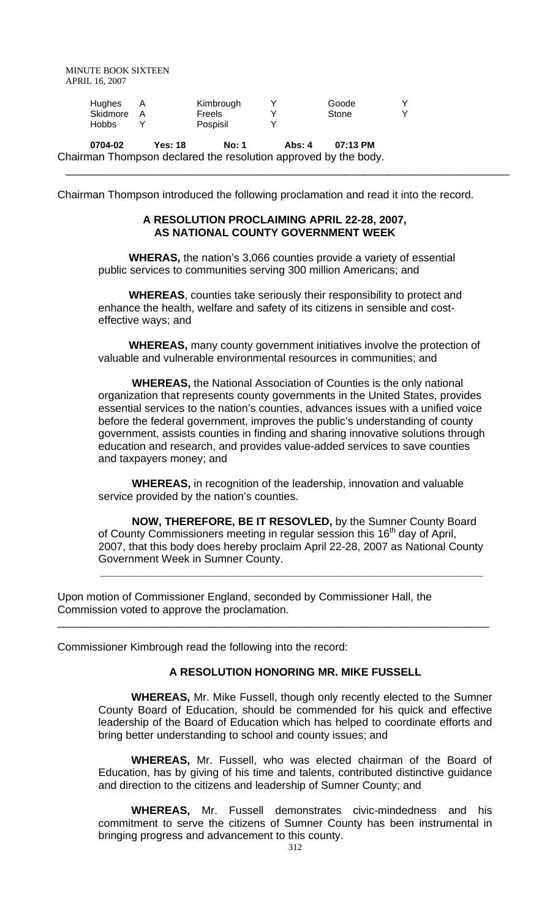| Hughes | A | Kimbrough | Y | Goode | Y |
|---|---|---|---|---|---|
| Skidmore | A | Freels | Y | Stone | Y |
| Hobbs | Y | Pospisil | Y | | |

**0704-02 Yes: 18 No: 1 Abs: 4 07:13 PM**

Chairman Thompson declared the resolution approved by the body.

---

Chairman Thompson introduced the following proclamation and read it into the record.

**A RESOLUTION PROCLAIMING APRIL 22-28, 2007, AS NATIONAL COUNTY GOVERNMENT WEEK**

**WHERAS,** the nation's 3,066 counties provide a variety of essential public services to communities serving 300 million Americans; and

**WHEREAS**, counties take seriously their responsibility to protect and enhance the health, welfare and safety of its citizens in sensible and cost-effective ways; and

**WHEREAS,** many county government initiatives involve the protection of valuable and vulnerable environmental resources in communities; and

**WHEREAS,** the National Association of Counties is the only national organization that represents county governments in the United States, provides essential services to the nation's counties, advances issues with a unified voice before the federal government, improves the public's understanding of county government, assists counties in finding and sharing innovative solutions through education and research, and provides value-added services to save counties and taxpayers money; and

**WHEREAS,** in recognition of the leadership, innovation and valuable service provided by the nation's counties.

**NOW, THEREFORE, BE IT RESOVLED,** by the Sumner County Board of County Commissioners meeting in regular session this 16th day of April, 2007, that this body does hereby proclaim April 22-28, 2007 as National County Government Week in Sumner County.

---

Upon motion of Commissioner England, seconded by Commissioner Hall, the Commission voted to approve the proclamation.

---

Commissioner Kimbrough read the following into the record:

**A RESOLUTION HONORING MR. MIKE FUSSELL**

**WHEREAS,** Mr. Mike Fussell, though only recently elected to the Sumner County Board of Education, should be commended for his quick and effective leadership of the Board of Education which has helped to coordinate efforts and bring better understanding to school and county issues; and

**WHEREAS,** Mr. Fussell, who was elected chairman of the Board of Education, has by giving of his time and talents, contributed distinctive guidance and direction to the citizens and leadership of Sumner County; and

**WHEREAS,** Mr. Fussell demonstrates civic-mindedness and his commitment to serve the citizens of Sumner County has been instrumental in bringing progress and advancement to this county.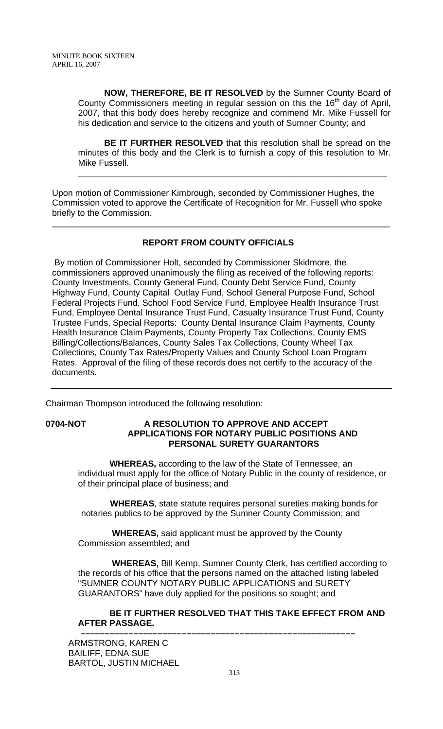**NOW, THEREFORE, BE IT RESOLVED** by the Sumner County Board of County Commissioners meeting in regular session on this the 16th day of April, 2007, that this body does hereby recognize and commend Mr. Mike Fussell for his dedication and service to the citizens and youth of Sumner County; and

**BE IT FURTHER RESOLVED** that this resolution shall be spread on the minutes of this body and the Clerk is to furnish a copy of this resolution to Mr. Mike Fussell.

---

Upon motion of Commissioner Kimbrough, seconded by Commissioner Hughes, the Commission voted to approve the Certificate of Recognition for Mr. Fussell who spoke briefly to the Commission.

---

**REPORT FROM COUNTY OFFICIALS**

By motion of Commissioner Holt, seconded by Commissioner Skidmore, the commissioners approved unanimously the filing as received of the following reports: County Investments, County General Fund, County Debt Service Fund, County Highway Fund, County Capital Outlay Fund, School General Purpose Fund, School Federal Projects Fund, School Food Service Fund, Employee Health Insurance Trust Fund, Employee Dental Insurance Trust Fund, Casualty Insurance Trust Fund, County Trustee Funds, Special Reports: County Dental Insurance Claim Payments, County Health Insurance Claim Payments, County Property Tax Collections, County EMS Billing/Collections/Balances, County Sales Tax Collections, County Wheel Tax Collections, County Tax Rates/Property Values and County School Loan Program Rates. Approval of the filing of these records does not certify to the accuracy of the documents.

---

Chairman Thompson introduced the following resolution:

**0704-NOT A RESOLUTION TO APPROVE AND ACCEPT APPLICATIONS FOR NOTARY PUBLIC POSITIONS AND PERSONAL SURETY GUARANTORS**

**WHEREAS,** according to the law of the State of Tennessee, an individual must apply for the office of Notary Public in the county of residence, or of their principal place of business; and

**WHEREAS**, state statute requires personal sureties making bonds for notaries publics to be approved by the Sumner County Commission; and

**WHEREAS,** said applicant must be approved by the County Commission assembled; and

**WHEREAS,** Bill Kemp, Sumner County Clerk, has certified according to the records of his office that the persons named on the attached listing labeled "SUMNER COUNTY NOTARY PUBLIC APPLICATIONS and SURETY GUARANTORS" have duly applied for the positions so sought; and

**BE IT FURTHER RESOLVED THAT THIS TAKE EFFECT FROM AND AFTER PASSAGE.**

---

ARMSTRONG, KAREN C
BAILIFF, EDNA SUE
BARTOL, JUSTIN MICHAEL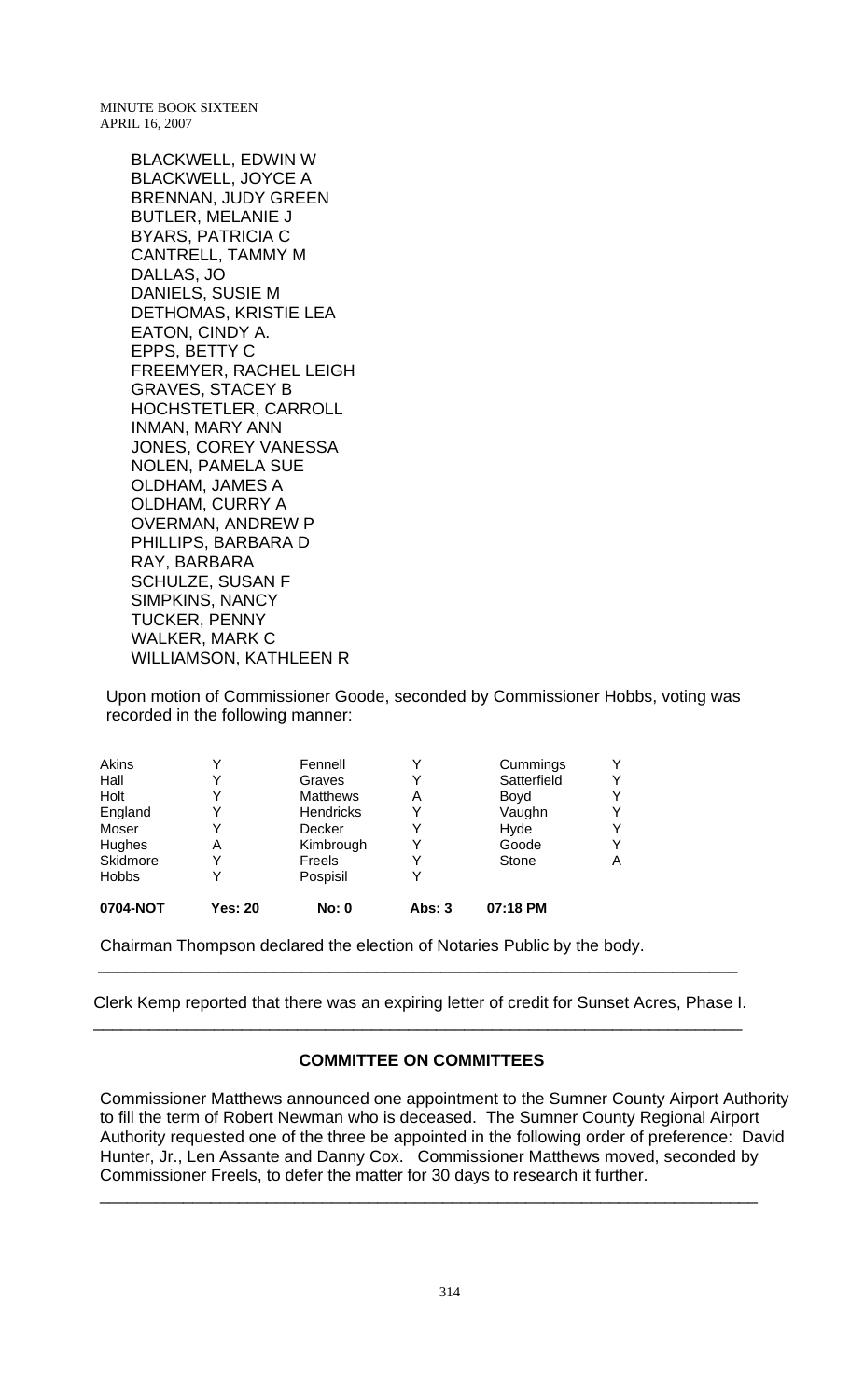BLACKWELL, EDWIN W
BLACKWELL, JOYCE A
BRENNAN, JUDY GREEN
BUTLER, MELANIE J
BYARS, PATRICIA C
CANTRELL, TAMMY M
DALLAS, JO
DANIELS, SUSIE M
DETHOMAS, KRISTIE LEA
EATON, CINDY A.
EPPS, BETTY C
FREEMYER, RACHEL LEIGH
GRAVES, STACEY B
HOCHSTETLER, CARROLL
INMAN, MARY ANN
JONES, COREY VANESSA
NOLEN, PAMELA SUE
OLDHAM, JAMES A
OLDHAM, CURRY A
OVERMAN, ANDREW P
PHILLIPS, BARBARA D
RAY, BARBARA
SCHULZE, SUSAN F
SIMPKINS, NANCY
TUCKER, PENNY
WALKER, MARK C
WILLIAMSON, KATHLEEN R

Upon motion of Commissioner Goode, seconded by Commissioner Hobbs, voting was recorded in the following manner:

| | | | | | |
|---|---|---|---|---|---|
| Akins | Y | Fennell | Y | Cummings | Y |
| Hall | Y | Graves | Y | Satterfield | Y |
| Holt | Y | Matthews | A | Boyd | Y |
| England | Y | Hendricks | Y | Vaughn | Y |
| Moser | Y | Decker | Y | Hyde | Y |
| Hughes | A | Kimbrough | Y | Goode | Y |
| Skidmore | Y | Freels | Y | Stone | A |
| Hobbs | Y | Pospisil | Y | | |
| **0704-NOT** | **Yes: 20** | **No: 0** | **Abs: 3** | **07:18 PM** | |

Chairman Thompson declared the election of Notaries Public by the body.

---

Clerk Kemp reported that there was an expiring letter of credit for Sunset Acres, Phase I.

---

## COMMITTEE ON COMMITTEES

Commissioner Matthews announced one appointment to the Sumner County Airport Authority to fill the term of Robert Newman who is deceased. The Sumner County Regional Airport Authority requested one of the three be appointed in the following order of preference: David Hunter, Jr., Len Assante and Danny Cox. Commissioner Matthews moved, seconded by Commissioner Freels, to defer the matter for 30 days to research it further.

---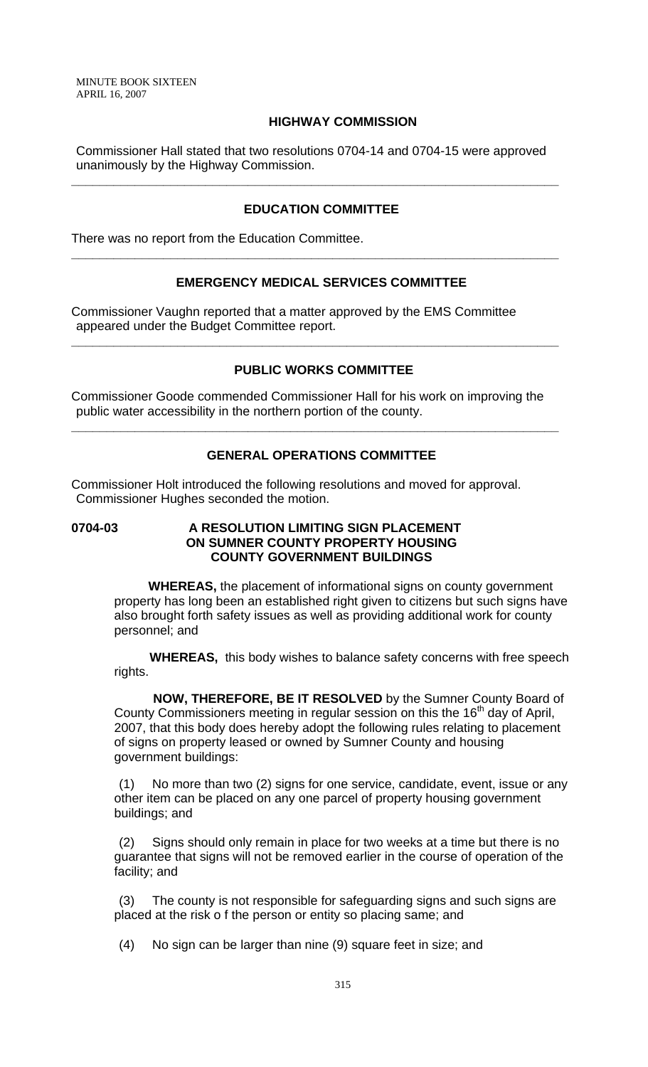## HIGHWAY COMMISSION

Commissioner Hall stated that two resolutions 0704-14 and 0704-15 were approved unanimously by the Highway Commission.

---

## EDUCATION COMMITTEE

There was no report from the Education Committee.

---

## EMERGENCY MEDICAL SERVICES COMMITTEE

Commissioner Vaughn reported that a matter approved by the EMS Committee appeared under the Budget Committee report.

---

## PUBLIC WORKS COMMITTEE

Commissioner Goode commended Commissioner Hall for his work on improving the public water accessibility in the northern portion of the county.

---

## GENERAL OPERATIONS COMMITTEE

Commissioner Holt introduced the following resolutions and moved for approval. Commissioner Hughes seconded the motion.

**0704-03 A RESOLUTION LIMITING SIGN PLACEMENT ON SUMNER COUNTY PROPERTY HOUSING COUNTY GOVERNMENT BUILDINGS**

**WHEREAS,** the placement of informational signs on county government property has long been an established right given to citizens but such signs have also brought forth safety issues as well as providing additional work for county personnel; and

**WHEREAS,** this body wishes to balance safety concerns with free speech rights.

**NOW, THEREFORE, BE IT RESOLVED** by the Sumner County Board of County Commissioners meeting in regular session on this the 16th day of April, 2007, that this body does hereby adopt the following rules relating to placement of signs on property leased or owned by Sumner County and housing government buildings:

(1) No more than two (2) signs for one service, candidate, event, issue or any other item can be placed on any one parcel of property housing government buildings; and

(2) Signs should only remain in place for two weeks at a time but there is no guarantee that signs will not be removed earlier in the course of operation of the facility; and

(3) The county is not responsible for safeguarding signs and such signs are placed at the risk o f the person or entity so placing same; and

(4) No sign can be larger than nine (9) square feet in size; and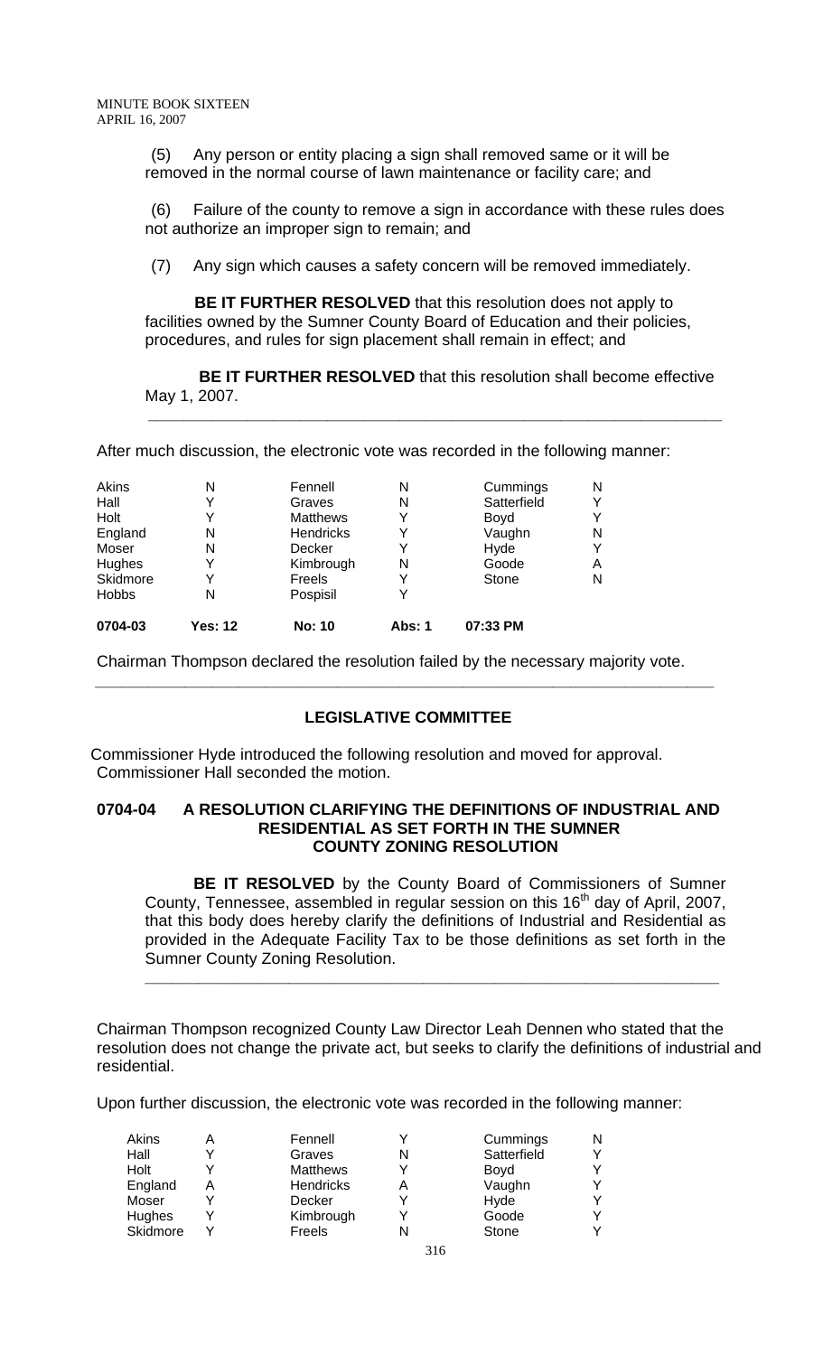(5) Any person or entity placing a sign shall removed same or it will be removed in the normal course of lawn maintenance or facility care; and

(6) Failure of the county to remove a sign in accordance with these rules does not authorize an improper sign to remain; and

(7) Any sign which causes a safety concern will be removed immediately.

**BE IT FURTHER RESOLVED** that this resolution does not apply to facilities owned by the Sumner County Board of Education and their policies, procedures, and rules for sign placement shall remain in effect; and

**BE IT FURTHER RESOLVED** that this resolution shall become effective May 1, 2007.

---

After much discussion, the electronic vote was recorded in the following manner:

| | | | | | |
|---|---|---|---|---|---|
| Akins | N | Fennell | N | Cummings | N |
| Hall | Y | Graves | N | Satterfield | Y |
| Holt | Y | Matthews | Y | Boyd | Y |
| England | N | Hendricks | Y | Vaughn | N |
| Moser | N | Decker | Y | Hyde | Y |
| Hughes | Y | Kimbrough | N | Goode | A |
| Skidmore | Y | Freels | Y | Stone | N |
| Hobbs | N | Pospisil | Y | | |
| **0704-03** | **Yes: 12** | **No: 10** | **Abs: 1** | **07:33 PM** | |

Chairman Thompson declared the resolution failed by the necessary majority vote.

---

## LEGISLATIVE COMMITTEE

Commissioner Hyde introduced the following resolution and moved for approval. Commissioner Hall seconded the motion.

### 0704-04 A RESOLUTION CLARIFYING THE DEFINITIONS OF INDUSTRIAL AND RESIDENTIAL AS SET FORTH IN THE SUMNER COUNTY ZONING RESOLUTION

**BE IT RESOLVED** by the County Board of Commissioners of Sumner County, Tennessee, assembled in regular session on this 16th day of April, 2007, that this body does hereby clarify the definitions of Industrial and Residential as provided in the Adequate Facility Tax to be those definitions as set forth in the Sumner County Zoning Resolution.

---

Chairman Thompson recognized County Law Director Leah Dennen who stated that the resolution does not change the private act, but seeks to clarify the definitions of industrial and residential.

Upon further discussion, the electronic vote was recorded in the following manner:

| | | | | | |
|---|---|---|---|---|---|
| Akins | A | Fennell | Y | Cummings | N |
| Hall | Y | Graves | N | Satterfield | Y |
| Holt | Y | Matthews | Y | Boyd | Y |
| England | A | Hendricks | A | Vaughn | Y |
| Moser | Y | Decker | Y | Hyde | Y |
| Hughes | Y | Kimbrough | Y | Goode | Y |
| Skidmore | Y | Freels | N | Stone | Y |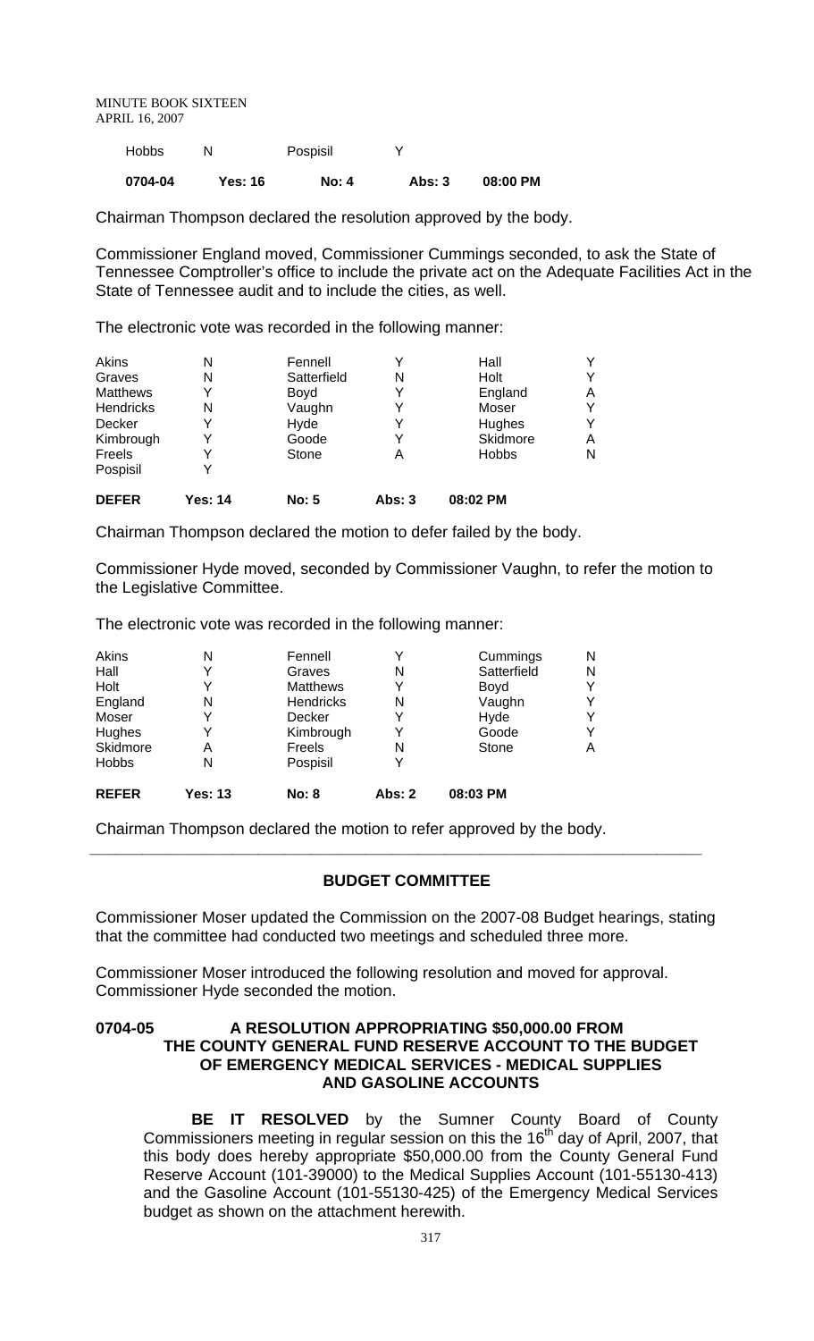| Hobbs | N | Pospisil | Y | |
|---|---|---|---|---|
| **0704-04** | **Yes: 16** | **No: 4** | **Abs: 3** | **08:00 PM** |

Chairman Thompson declared the resolution approved by the body.

Commissioner England moved, Commissioner Cummings seconded, to ask the State of Tennessee Comptroller's office to include the private act on the Adequate Facilities Act in the State of Tennessee audit and to include the cities, as well.

The electronic vote was recorded in the following manner:

| | | | | | |
|---|---|---|---|---|---|
| Akins | N | Fennell | Y | Hall | Y |
| Graves | N | Satterfield | N | Holt | Y |
| Matthews | Y | Boyd | Y | England | A |
| Hendricks | N | Vaughn | Y | Moser | Y |
| Decker | Y | Hyde | Y | Hughes | Y |
| Kimbrough | Y | Goode | Y | Skidmore | A |
| Freels | Y | Stone | A | Hobbs | N |
| Pospisil | Y | | | | |
| **DEFER** | **Yes: 14** | **No: 5** | **Abs: 3** | **08:02 PM** | |

Chairman Thompson declared the motion to defer failed by the body.

Commissioner Hyde moved, seconded by Commissioner Vaughn, to refer the motion to the Legislative Committee.

The electronic vote was recorded in the following manner:

| | | | | | |
|---|---|---|---|---|---|
| Akins | N | Fennell | Y | Cummings | N |
| Hall | Y | Graves | N | Satterfield | N |
| Holt | Y | Matthews | Y | Boyd | Y |
| England | N | Hendricks | N | Vaughn | Y |
| Moser | Y | Decker | Y | Hyde | Y |
| Hughes | Y | Kimbrough | Y | Goode | Y |
| Skidmore | A | Freels | N | Stone | A |
| Hobbs | N | Pospisil | Y | | |
| **REFER** | **Yes: 13** | **No: 8** | **Abs: 2** | **08:03 PM** | |

Chairman Thompson declared the motion to refer approved by the body.

---

## BUDGET COMMITTEE

Commissioner Moser updated the Commission on the 2007-08 Budget hearings, stating that the committee had conducted two meetings and scheduled three more.

Commissioner Moser introduced the following resolution and moved for approval. Commissioner Hyde seconded the motion.

### 0704-05 A RESOLUTION APPROPRIATING $50,000.00 FROM THE COUNTY GENERAL FUND RESERVE ACCOUNT TO THE BUDGET OF EMERGENCY MEDICAL SERVICES - MEDICAL SUPPLIES AND GASOLINE ACCOUNTS

**BE IT RESOLVED** by the Sumner County Board of County Commissioners meeting in regular session on this the 16th day of April, 2007, that this body does hereby appropriate $50,000.00 from the County General Fund Reserve Account (101-39000) to the Medical Supplies Account (101-55130-413) and the Gasoline Account (101-55130-425) of the Emergency Medical Services budget as shown on the attachment herewith.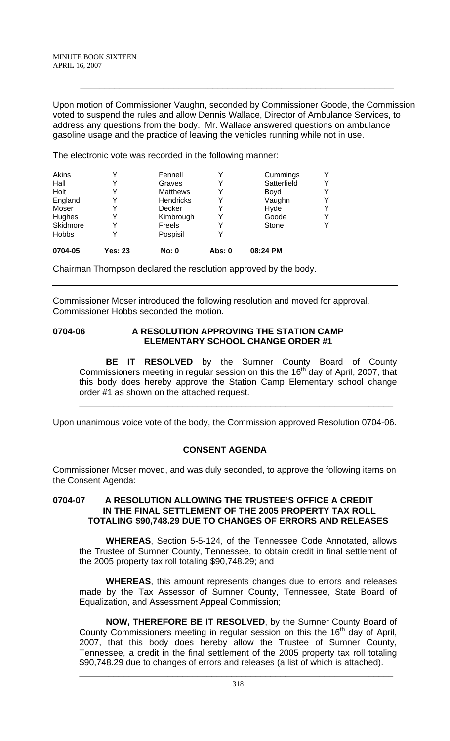Upon motion of Commissioner Vaughn, seconded by Commissioner Goode, the Commission voted to suspend the rules and allow Dennis Wallace, Director of Ambulance Services, to address any questions from the body. Mr. Wallace answered questions on ambulance gasoline usage and the practice of leaving the vehicles running while not in use.

The electronic vote was recorded in the following manner:

| | | | | | |
|---|---|---|---|---|---|
| Akins | Y | Fennell | Y | Cummings | Y |
| Hall | Y | Graves | Y | Satterfield | Y |
| Holt | Y | Matthews | Y | Boyd | Y |
| England | Y | Hendricks | Y | Vaughn | Y |
| Moser | Y | Decker | Y | Hyde | Y |
| Hughes | Y | Kimbrough | Y | Goode | Y |
| Skidmore | Y | Freels | Y | Stone | Y |
| Hobbs | Y | Pospisil | Y | | |
| **0704-05** | **Yes: 23** | **No: 0** | **Abs: 0** | **08:24 PM** | |

Chairman Thompson declared the resolution approved by the body.

---

Commissioner Moser introduced the following resolution and moved for approval. Commissioner Hobbs seconded the motion.

**0704-06 A RESOLUTION APPROVING THE STATION CAMP ELEMENTARY SCHOOL CHANGE ORDER #1**

**BE IT RESOLVED** by the Sumner County Board of County Commissioners meeting in regular session on this the 16th day of April, 2007, that this body does hereby approve the Station Camp Elementary school change order #1 as shown on the attached request.

---

Upon unanimous voice vote of the body, the Commission approved Resolution 0704-06.

---

## CONSENT AGENDA

Commissioner Moser moved, and was duly seconded, to approve the following items on the Consent Agenda:

**0704-07 A RESOLUTION ALLOWING THE TRUSTEE'S OFFICE A CREDIT IN THE FINAL SETTLEMENT OF THE 2005 PROPERTY TAX ROLL TOTALING $90,748.29 DUE TO CHANGES OF ERRORS AND RELEASES**

**WHEREAS**, Section 5-5-124, of the Tennessee Code Annotated, allows the Trustee of Sumner County, Tennessee, to obtain credit in final settlement of the 2005 property tax roll totaling $90,748.29; and

**WHEREAS**, this amount represents changes due to errors and releases made by the Tax Assessor of Sumner County, Tennessee, State Board of Equalization, and Assessment Appeal Commission;

**NOW, THEREFORE BE IT RESOLVED**, by the Sumner County Board of County Commissioners meeting in regular session on this the 16th day of April, 2007, that this body does hereby allow the Trustee of Sumner County, Tennessee, a credit in the final settlement of the 2005 property tax roll totaling $90,748.29 due to changes of errors and releases (a list of which is attached).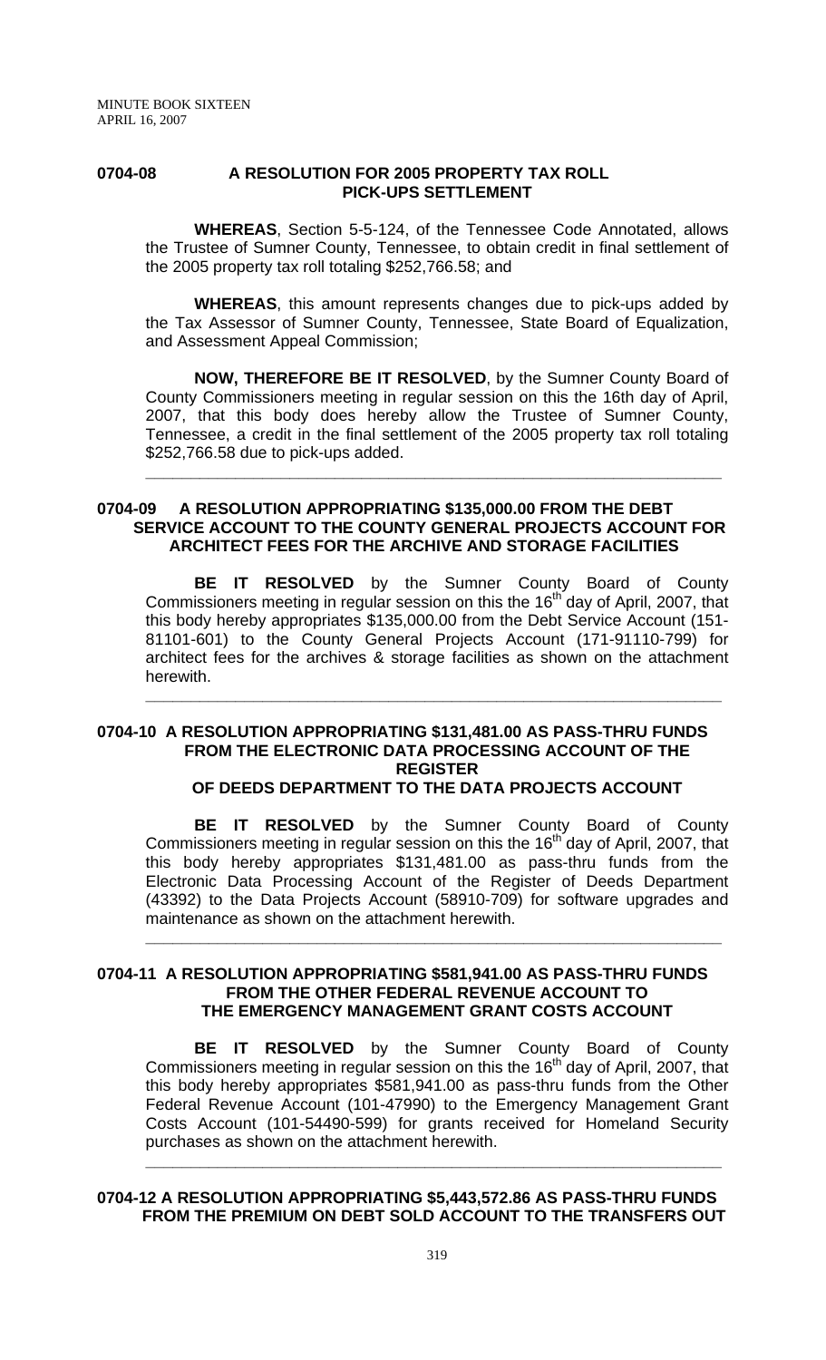### 0704-08 A RESOLUTION FOR 2005 PROPERTY TAX ROLL PICK-UPS SETTLEMENT

**WHEREAS**, Section 5-5-124, of the Tennessee Code Annotated, allows the Trustee of Sumner County, Tennessee, to obtain credit in final settlement of the 2005 property tax roll totaling $252,766.58; and

**WHEREAS**, this amount represents changes due to pick-ups added by the Tax Assessor of Sumner County, Tennessee, State Board of Equalization, and Assessment Appeal Commission;

**NOW, THEREFORE BE IT RESOLVED**, by the Sumner County Board of County Commissioners meeting in regular session on this the 16th day of April, 2007, that this body does hereby allow the Trustee of Sumner County, Tennessee, a credit in the final settlement of the 2005 property tax roll totaling $252,766.58 due to pick-ups added.

---

### 0704-09 A RESOLUTION APPROPRIATING $135,000.00 FROM THE DEBT SERVICE ACCOUNT TO THE COUNTY GENERAL PROJECTS ACCOUNT FOR ARCHITECT FEES FOR THE ARCHIVE AND STORAGE FACILITIES

**BE IT RESOLVED** by the Sumner County Board of County Commissioners meeting in regular session on this the 16th day of April, 2007, that this body hereby appropriates $135,000.00 from the Debt Service Account (151-81101-601) to the County General Projects Account (171-91110-799) for architect fees for the archives & storage facilities as shown on the attachment herewith.

---

### 0704-10 A RESOLUTION APPROPRIATING $131,481.00 AS PASS-THRU FUNDS FROM THE ELECTRONIC DATA PROCESSING ACCOUNT OF THE REGISTER OF DEEDS DEPARTMENT TO THE DATA PROJECTS ACCOUNT

**BE IT RESOLVED** by the Sumner County Board of County Commissioners meeting in regular session on this the 16th day of April, 2007, that this body hereby appropriates $131,481.00 as pass-thru funds from the Electronic Data Processing Account of the Register of Deeds Department (43392) to the Data Projects Account (58910-709) for software upgrades and maintenance as shown on the attachment herewith.

---

### 0704-11 A RESOLUTION APPROPRIATING $581,941.00 AS PASS-THRU FUNDS FROM THE OTHER FEDERAL REVENUE ACCOUNT TO THE EMERGENCY MANAGEMENT GRANT COSTS ACCOUNT

**BE IT RESOLVED** by the Sumner County Board of County Commissioners meeting in regular session on this the 16th day of April, 2007, that this body hereby appropriates $581,941.00 as pass-thru funds from the Other Federal Revenue Account (101-47990) to the Emergency Management Grant Costs Account (101-54490-599) for grants received for Homeland Security purchases as shown on the attachment herewith.

---

### 0704-12 A RESOLUTION APPROPRIATING $5,443,572.86 AS PASS-THRU FUNDS FROM THE PREMIUM ON DEBT SOLD ACCOUNT TO THE TRANSFERS OUT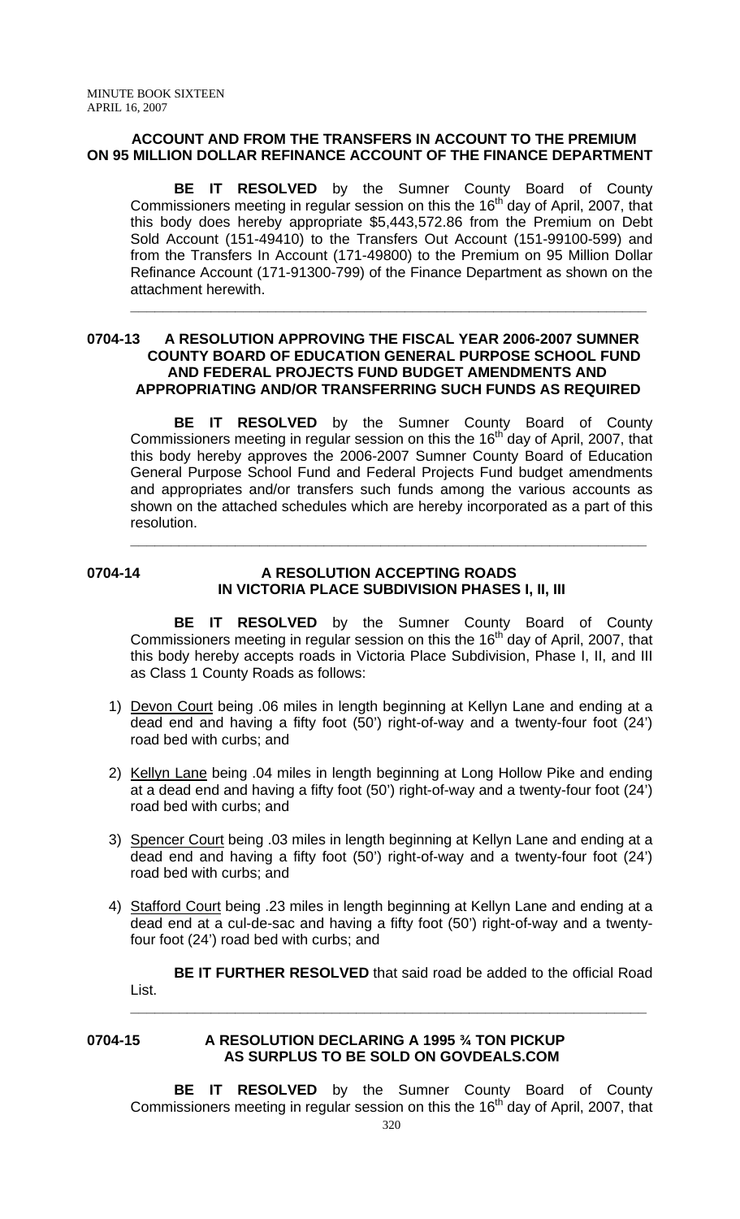**ACCOUNT AND FROM THE TRANSFERS IN ACCOUNT TO THE PREMIUM ON 95 MILLION DOLLAR REFINANCE ACCOUNT OF THE FINANCE DEPARTMENT**

**BE IT RESOLVED** by the Sumner County Board of County Commissioners meeting in regular session on this the 16th day of April, 2007, that this body does hereby appropriate $5,443,572.86 from the Premium on Debt Sold Account (151-49410) to the Transfers Out Account (151-99100-599) and from the Transfers In Account (171-49800) to the Premium on 95 Million Dollar Refinance Account (171-91300-799) of the Finance Department as shown on the attachment herewith.

---

**0704-13 A RESOLUTION APPROVING THE FISCAL YEAR 2006-2007 SUMNER COUNTY BOARD OF EDUCATION GENERAL PURPOSE SCHOOL FUND AND FEDERAL PROJECTS FUND BUDGET AMENDMENTS AND APPROPRIATING AND/OR TRANSFERRING SUCH FUNDS AS REQUIRED**

**BE IT RESOLVED** by the Sumner County Board of County Commissioners meeting in regular session on this the 16th day of April, 2007, that this body hereby approves the 2006-2007 Sumner County Board of Education General Purpose School Fund and Federal Projects Fund budget amendments and appropriates and/or transfers such funds among the various accounts as shown on the attached schedules which are hereby incorporated as a part of this resolution.

---

**0704-14 A RESOLUTION ACCEPTING ROADS IN VICTORIA PLACE SUBDIVISION PHASES I, II, III**

**BE IT RESOLVED** by the Sumner County Board of County Commissioners meeting in regular session on this the 16th day of April, 2007, that this body hereby accepts roads in Victoria Place Subdivision, Phase I, II, and III as Class 1 County Roads as follows:

1) Devon Court being .06 miles in length beginning at Kellyn Lane and ending at a dead end and having a fifty foot (50') right-of-way and a twenty-four foot (24') road bed with curbs; and
2) Kellyn Lane being .04 miles in length beginning at Long Hollow Pike and ending at a dead end and having a fifty foot (50') right-of-way and a twenty-four foot (24') road bed with curbs; and
3) Spencer Court being .03 miles in length beginning at Kellyn Lane and ending at a dead end and having a fifty foot (50') right-of-way and a twenty-four foot (24') road bed with curbs; and
4) Stafford Court being .23 miles in length beginning at Kellyn Lane and ending at a dead end at a cul-de-sac and having a fifty foot (50') right-of-way and a twenty-four foot (24') road bed with curbs; and

**BE IT FURTHER RESOLVED** that said road be added to the official Road List.

---

**0704-15 A RESOLUTION DECLARING A 1995 ¾ TON PICKUP AS SURPLUS TO BE SOLD ON GOVDEALS.COM**

**BE IT RESOLVED** by the Sumner County Board of County Commissioners meeting in regular session on this the 16th day of April, 2007, that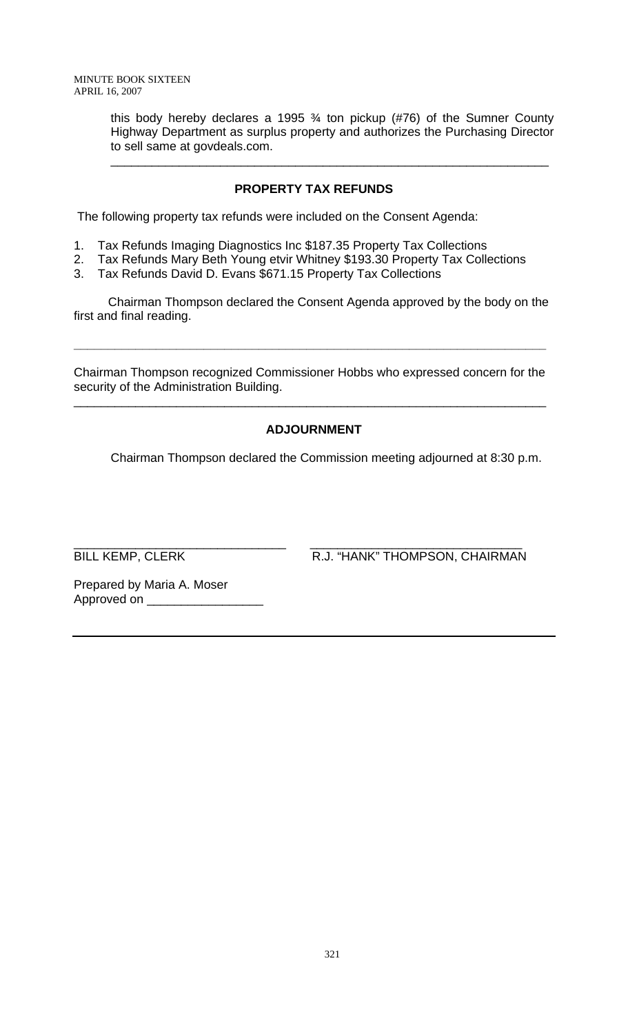this body hereby declares a 1995 ¾ ton pickup (#76) of the Sumner County Highway Department as surplus property and authorizes the Purchasing Director to sell same at govdeals.com.

---

## PROPERTY TAX REFUNDS

The following property tax refunds were included on the Consent Agenda:

1. Tax Refunds Imaging Diagnostics Inc $187.35 Property Tax Collections
2. Tax Refunds Mary Beth Young etvir Whitney $193.30 Property Tax Collections
3. Tax Refunds David D. Evans $671.15 Property Tax Collections

Chairman Thompson declared the Consent Agenda approved by the body on the first and final reading.

---

Chairman Thompson recognized Commissioner Hobbs who expressed concern for the security of the Administration Building.

---

## ADJOURNMENT

Chairman Thompson declared the Commission meeting adjourned at 8:30 p.m.

\_\_\_\_\_\_\_\_\_\_\_\_\_\_\_\_\_\_\_\_\_\_\_\_\_\_\_\_\_\_\_ \_\_\_\_\_\_\_\_\_\_\_\_\_\_\_\_\_\_\_\_\_\_\_\_\_\_\_\_\_\_\_
BILL KEMP, CLERK R.J. "HANK" THOMPSON, CHAIRMAN

Prepared by Maria A. Moser
Approved on \_\_\_\_\_\_\_\_\_\_\_\_\_\_\_\_\_